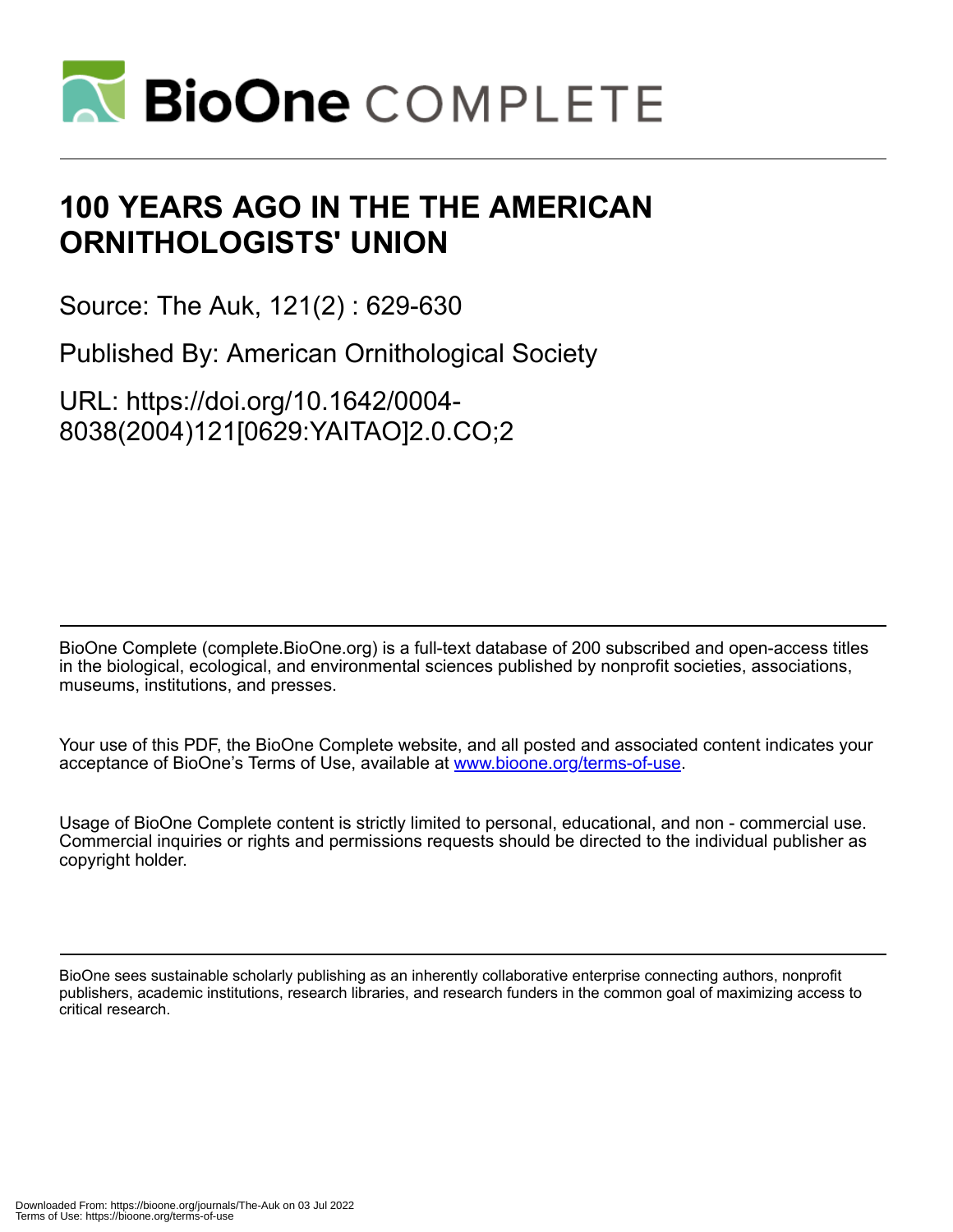# 100 YEARS AGO IN THE THE AMERICAN ORNITHOLOGISTS' UNION

Source: The Auk, 121(2) : 629-630

Published By: American Ornithological Society

URL: https://doi.org/10.1642/0004-8038(2004)121[0629:YAITAO]2.0.CO;2

BioOne Complete (complete.BioOne.org) is a full-text database of 200 subscribed and open-access titles in the biological, ecological, and environmental sciences published by nonprofit societies, associations, museums, institutions, and presses.

Your use of this PDF, the BioOne Complete website, and all posted and associated content indicates your acceptance of BioOne's Terms of Use, available at www.bioone.org/terms-of-use.

Usage of BioOne Complete content is strictly limited to personal, educational, and non - commercial use. Commercial inquiries or rights and permissions requests should be directed to the individual publisher as copyright holder.

BioOne sees sustainable scholarly publishing as an inherently collaborative enterprise connecting authors, nonprofit publishers, academic institutions, research libraries, and research funders in the common goal of maximizing access to critical research.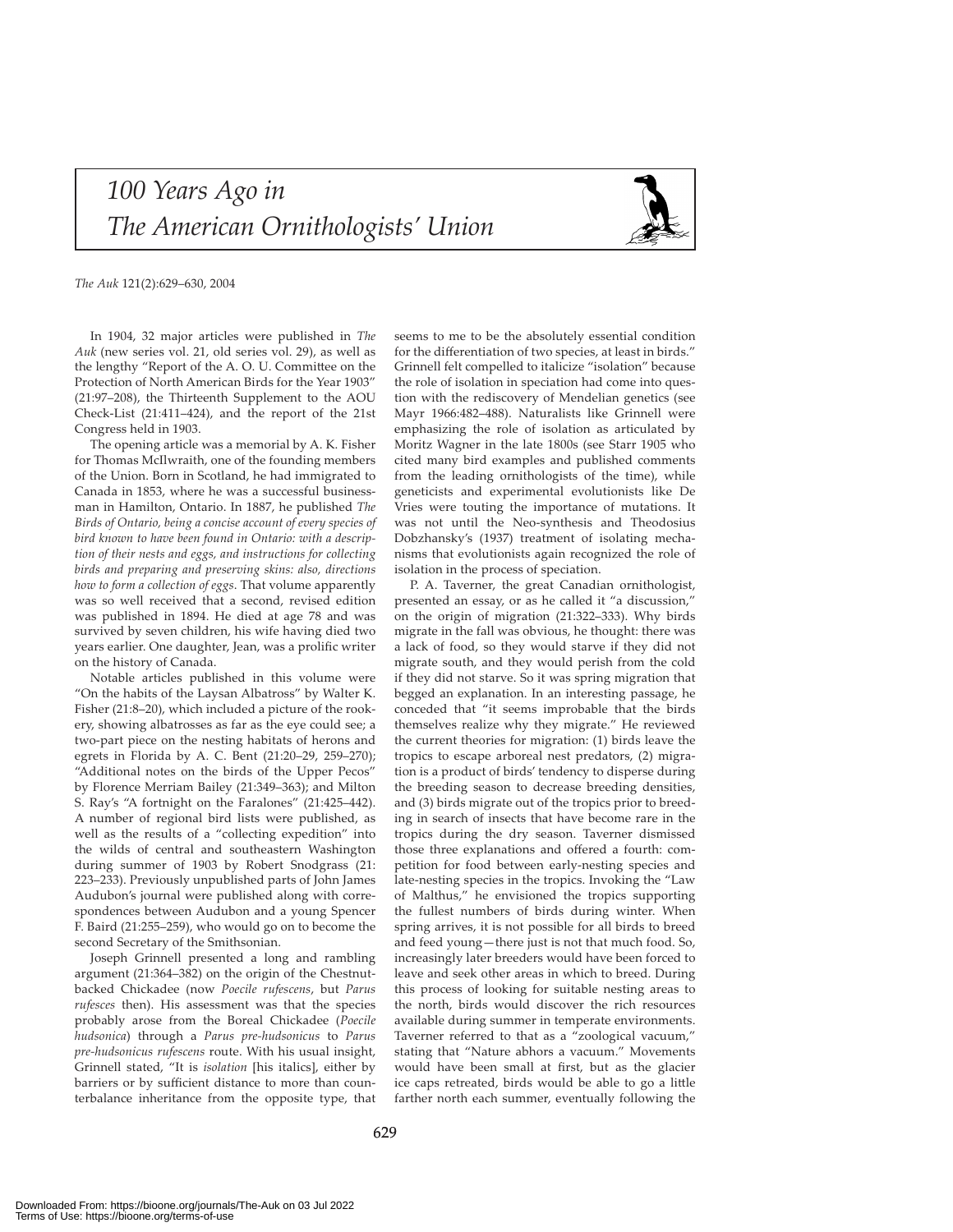# *100 Years Ago in The American Ornithologists' Union*

In 1904, 32 major articles were published in *The Auk* (new series vol. 21, old series vol. 29), as well as the lengthy "Report of the A. O. U. Committee on the Protection of North American Birds for the Year 1903" (21:97–208), the Thirteenth Supplement to the AOU Check-List (21:411–424), and the report of the 21st Congress held in 1903.

The opening article was a memorial by A. K. Fisher for Thomas McIlwraith, one of the founding members of the Union. Born in Scotland, he had immigrated to Canada in 1853, where he was a successful businessman in Hamilton, Ontario. In 1887, he published *The Birds of Ontario, being a concise account of every species of bird known to have been found in Ontario: with a description of their nests and eggs, and instructions for collecting birds and preparing and preserving skins: also, directions how to form a collection of eggs*. That volume apparently was so well received that a second, revised edition was published in 1894. He died at age 78 and was survived by seven children, his wife having died two years earlier. One daughter, Jean, was a prolific writer on the history of Canada.

Notable articles published in this volume were "On the habits of the Laysan Albatross" by Walter K. Fisher (21:8–20), which included a picture of the rookery, showing albatrosses as far as the eye could see; a two-part piece on the nesting habitats of herons and egrets in Florida by A. C. Bent (21:20–29, 259–270); "Additional notes on the birds of the Upper Pecos" by Florence Merriam Bailey (21:349–363); and Milton S. Ray's "A fortnight on the Faralones" (21:425–442). A number of regional bird lists were published, as well as the results of a "collecting expedition" into the wilds of central and southeastern Washington during summer of 1903 by Robert Snodgrass (21: 223–233). Previously unpublished parts of John James Audubon's journal were published along with correspondences between Audubon and a young Spencer F. Baird (21:255–259), who would go on to become the second Secretary of the Smithsonian.

Joseph Grinnell presented a long and rambling argument (21:364–382) on the origin of the Chestnut-backed Chickadee (now *Poecile rufescens*, but *Parus rufesces* then). His assessment was that the species probably arose from the Boreal Chickadee (*Poecile hudsonica*) through a *Parus pre-hudsonicus* to *Parus pre-hudsonicus rufescens* route. With his usual insight, Grinnell stated, "It is *isolation* [his italics], either by barriers or by sufficient distance to more than counterbalance inheritance from the opposite type, that seems to me to be the absolutely essential condition for the differentiation of two species, at least in birds." Grinnell felt compelled to italicize "isolation" because the role of isolation in speciation had come into question with the rediscovery of Mendelian genetics (see Mayr 1966:482–488). Naturalists like Grinnell were emphasizing the role of isolation as articulated by Moritz Wagner in the late 1800s (see Starr 1905 who cited many bird examples and published comments from the leading ornithologists of the time), while geneticists and experimental evolutionists like De Vries were touting the importance of mutations. It was not until the Neo-synthesis and Theodosius Dobzhansky's (1937) treatment of isolating mechanisms that evolutionists again recognized the role of isolation in the process of speciation.

P. A. Taverner, the great Canadian ornithologist, presented an essay, or as he called it "a discussion," on the origin of migration (21:322–333). Why birds migrate in the fall was obvious, he thought: there was a lack of food, so they would starve if they did not migrate south, and they would perish from the cold if they did not starve. So it was spring migration that begged an explanation. In an interesting passage, he conceded that "it seems improbable that the birds themselves realize why they migrate." He reviewed the current theories for migration: (1) birds leave the tropics to escape arboreal nest predators, (2) migration is a product of birds' tendency to disperse during the breeding season to decrease breeding densities, and (3) birds migrate out of the tropics prior to breeding in search of insects that have become rare in the tropics during the dry season. Taverner dismissed those three explanations and offered a fourth: competition for food between early-nesting species and late-nesting species in the tropics. Invoking the "Law of Malthus," he envisioned the tropics supporting the fullest numbers of birds during winter. When spring arrives, it is not possible for all birds to breed and feed young—there just is not that much food. So, increasingly later breeders would have been forced to leave and seek other areas in which to breed. During this process of looking for suitable nesting areas to the north, birds would discover the rich resources available during summer in temperate environments. Taverner referred to that as a "zoological vacuum," stating that "Nature abhors a vacuum." Movements would have been small at first, but as the glacier ice caps retreated, birds would be able to go a little farther north each summer, eventually following the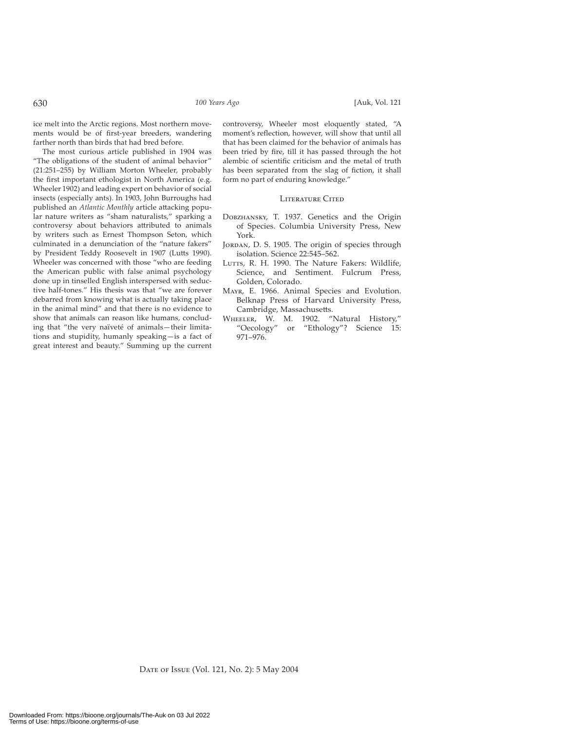ice melt into the Arctic regions. Most northern movements would be of first-year breeders, wandering farther north than birds that had bred before.

The most curious article published in 1904 was "The obligations of the student of animal behavior" (21:251–255) by William Morton Wheeler, probably the first important ethologist in North America (e.g. Wheeler 1902) and leading expert on behavior of social insects (especially ants). In 1903, John Burroughs had published an *Atlantic Monthly* article attacking popular nature writers as "sham naturalists," sparking a controversy about behaviors attributed to animals by writers such as Ernest Thompson Seton, which culminated in a denunciation of the "nature fakers" by President Teddy Roosevelt in 1907 (Lutts 1990). Wheeler was concerned with those "who are feeding the American public with false animal psychology done up in tinselled English interspersed with seductive half-tones." His thesis was that "we are forever debarred from knowing what is actually taking place in the animal mind" and that there is no evidence to show that animals can reason like humans, concluding that "the very naïveté of animals—their limitations and stupidity, humanly speaking—is a fact of great interest and beauty." Summing up the current controversy, Wheeler most eloquently stated, "A moment's reflection, however, will show that until all that has been claimed for the behavior of animals has been tried by fire, till it has passed through the hot alembic of scientific criticism and the metal of truth has been separated from the slag of fiction, it shall form no part of enduring knowledge."

## Literature Cited

Dobzhansky, T. 1937. Genetics and the Origin of Species. Columbia University Press, New York.

Jordan, D. S. 1905. The origin of species through isolation. Science 22:545–562.

Lutts, R. H. 1990. The Nature Fakers: Wildlife, Science, and Sentiment. Fulcrum Press, Golden, Colorado.

Mayr, E. 1966. Animal Species and Evolution. Belknap Press of Harvard University Press, Cambridge, Massachusetts.

Wheeler, W. M. 1902. "Natural History," "Oecology" or "Ethology"? Science 15: 971–976.

Date of Issue (Vol. 121, No. 2): 5 May 2004